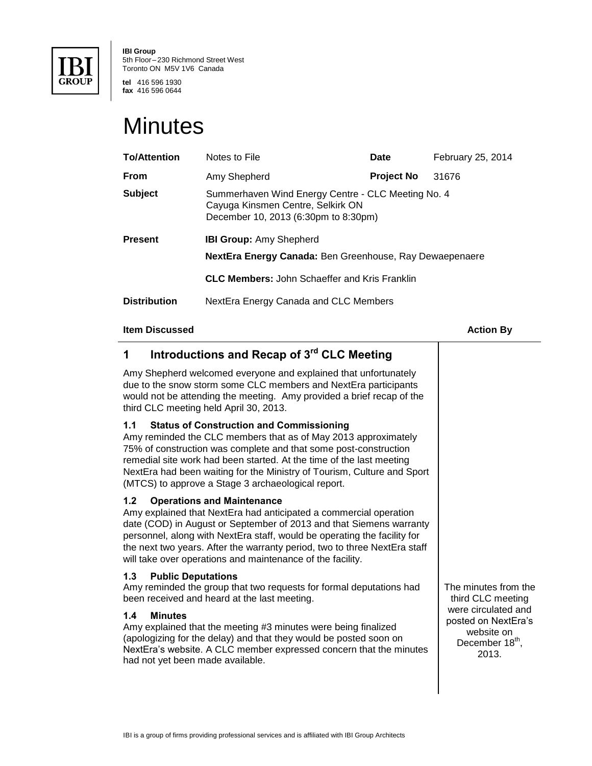**IBI Group**
5th Floor – 230 Richmond Street West
Toronto ON M5V 1V6 Canada

**tel** 416 596 1930
**fax** 416 596 0644

# Minutes

| | | | |
|---|---|---|---|
| **To/Attention** | Notes to File | **Date** | February 25, 2014 |
| **From** | Amy Shepherd | **Project No** | 31676 |
| **Subject** | Summerhaven Wind Energy Centre - CLC Meeting No. 4<br>Cayuga Kinsmen Centre, Selkirk ON<br>December 10, 2013 (6:30pm to 8:30pm) | | |
| **Present** | **IBI Group:** Amy Shepherd<br>**NextEra Energy Canada:** Ben Greenhouse, Ray Dewaepenaere<br>**CLC Members:** John Schaeffer and Kris Franklin | | |
| **Distribution** | NextEra Energy Canada and CLC Members | | |

| Item Discussed | Action By |
|---|---|

## 1 Introductions and Recap of 3rd CLC Meeting

Amy Shepherd welcomed everyone and explained that unfortunately due to the snow storm some CLC members and NextEra participants would not be attending the meeting. Amy provided a brief recap of the third CLC meeting held April 30, 2013.

### 1.1 Status of Construction and Commissioning

Amy reminded the CLC members that as of May 2013 approximately 75% of construction was complete and that some post-construction remedial site work had been started. At the time of the last meeting NextEra had been waiting for the Ministry of Tourism, Culture and Sport (MTCS) to approve a Stage 3 archaeological report.

### 1.2 Operations and Maintenance

Amy explained that NextEra had anticipated a commercial operation date (COD) in August or September of 2013 and that Siemens warranty personnel, along with NextEra staff, would be operating the facility for the next two years. After the warranty period, two to three NextEra staff will take over operations and maintenance of the facility.

### 1.3 Public Deputations

Amy reminded the group that two requests for formal deputations had been received and heard at the last meeting.

### 1.4 Minutes

Amy explained that the meeting #3 minutes were being finalized (apologizing for the delay) and that they would be posted soon on NextEra's website. A CLC member expressed concern that the minutes had not yet been made available.

*Action By:* The minutes from the third CLC meeting were circulated and posted on NextEra's website on December 18th, 2013.

IBI is a group of firms providing professional services and is affiliated with IBI Group Architects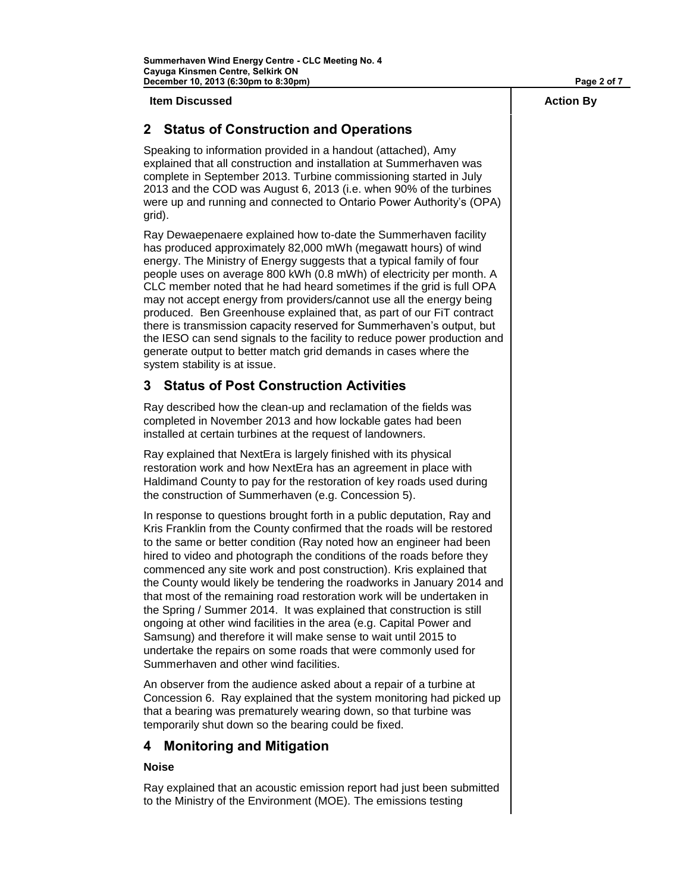**Item Discussed** | **Action By**

## 2 Status of Construction and Operations

Speaking to information provided in a handout (attached), Amy explained that all construction and installation at Summerhaven was complete in September 2013. Turbine commissioning started in July 2013 and the COD was August 6, 2013 (i.e. when 90% of the turbines were up and running and connected to Ontario Power Authority's (OPA) grid).

Ray Dewaepenaere explained how to-date the Summerhaven facility has produced approximately 82,000 mWh (megawatt hours) of wind energy. The Ministry of Energy suggests that a typical family of four people uses on average 800 kWh (0.8 mWh) of electricity per month. A CLC member noted that he had heard sometimes if the grid is full OPA may not accept energy from providers/cannot use all the energy being produced. Ben Greenhouse explained that, as part of our FiT contract there is transmission capacity reserved for Summerhaven's output, but the IESO can send signals to the facility to reduce power production and generate output to better match grid demands in cases where the system stability is at issue.

## 3 Status of Post Construction Activities

Ray described how the clean-up and reclamation of the fields was completed in November 2013 and how lockable gates had been installed at certain turbines at the request of landowners.

Ray explained that NextEra is largely finished with its physical restoration work and how NextEra has an agreement in place with Haldimand County to pay for the restoration of key roads used during the construction of Summerhaven (e.g. Concession 5).

In response to questions brought forth in a public deputation, Ray and Kris Franklin from the County confirmed that the roads will be restored to the same or better condition (Ray noted how an engineer had been hired to video and photograph the conditions of the roads before they commenced any site work and post construction). Kris explained that the County would likely be tendering the roadworks in January 2014 and that most of the remaining road restoration work will be undertaken in the Spring / Summer 2014. It was explained that construction is still ongoing at other wind facilities in the area (e.g. Capital Power and Samsung) and therefore it will make sense to wait until 2015 to undertake the repairs on some roads that were commonly used for Summerhaven and other wind facilities.

An observer from the audience asked about a repair of a turbine at Concession 6. Ray explained that the system monitoring had picked up that a bearing was prematurely wearing down, so that turbine was temporarily shut down so the bearing could be fixed.

## 4 Monitoring and Mitigation

### Noise

Ray explained that an acoustic emission report had just been submitted to the Ministry of the Environment (MOE). The emissions testing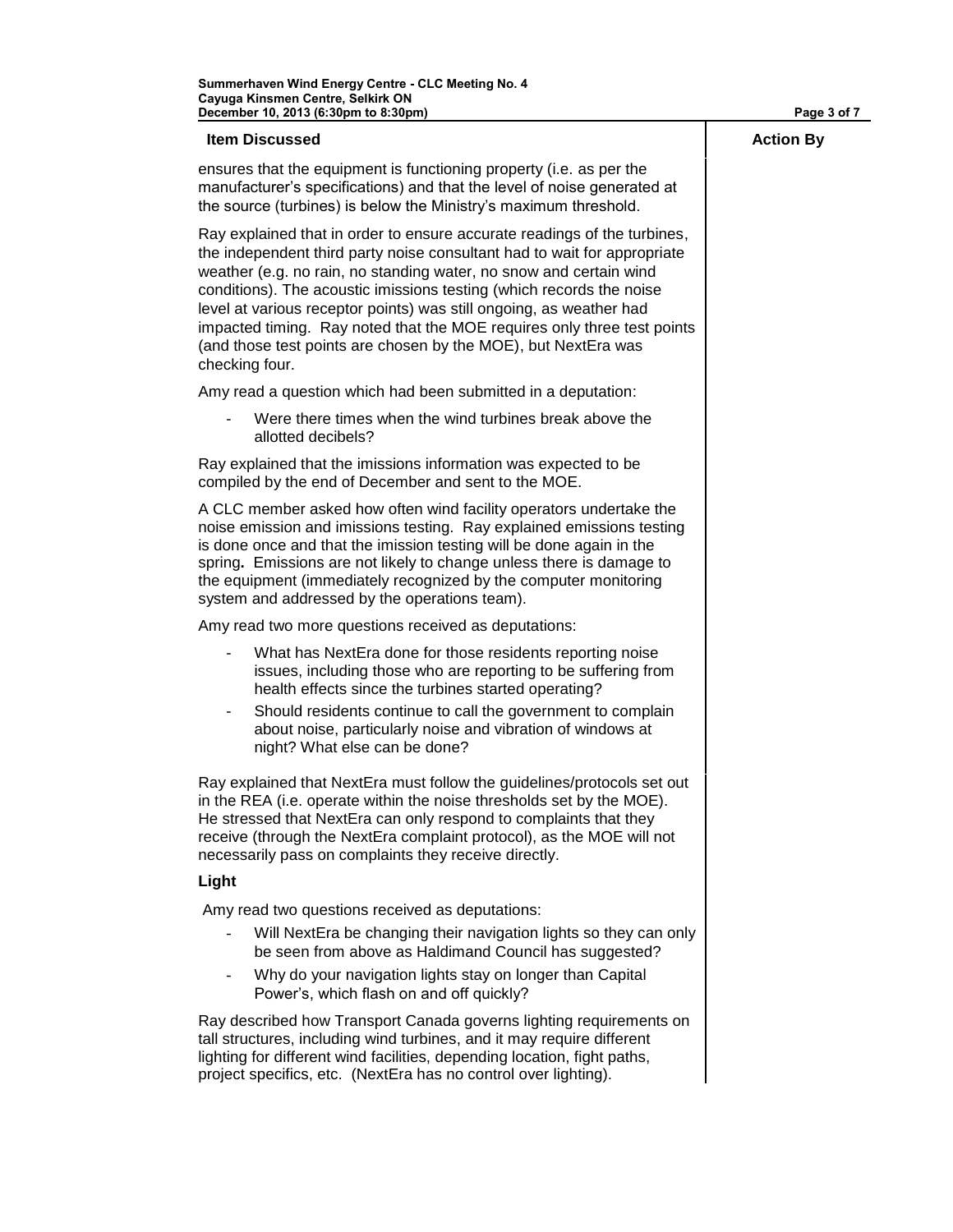| Item Discussed | Action By |
|---|---|

ensures that the equipment is functioning property (i.e. as per the manufacturer's specifications) and that the level of noise generated at the source (turbines) is below the Ministry's maximum threshold.

Ray explained that in order to ensure accurate readings of the turbines, the independent third party noise consultant had to wait for appropriate weather (e.g. no rain, no standing water, no snow and certain wind conditions). The acoustic imissions testing (which records the noise level at various receptor points) was still ongoing, as weather had impacted timing. Ray noted that the MOE requires only three test points (and those test points are chosen by the MOE), but NextEra was checking four.

Amy read a question which had been submitted in a deputation:

- Were there times when the wind turbines break above the allotted decibels?

Ray explained that the imissions information was expected to be compiled by the end of December and sent to the MOE.

A CLC member asked how often wind facility operators undertake the noise emission and imissions testing. Ray explained emissions testing is done once and that the imission testing will be done again in the spring**.** Emissions are not likely to change unless there is damage to the equipment (immediately recognized by the computer monitoring system and addressed by the operations team).

Amy read two more questions received as deputations:

- What has NextEra done for those residents reporting noise issues, including those who are reporting to be suffering from health effects since the turbines started operating?
- Should residents continue to call the government to complain about noise, particularly noise and vibration of windows at night? What else can be done?

Ray explained that NextEra must follow the guidelines/protocols set out in the REA (i.e. operate within the noise thresholds set by the MOE). He stressed that NextEra can only respond to complaints that they receive (through the NextEra complaint protocol), as the MOE will not necessarily pass on complaints they receive directly.

**Light**

Amy read two questions received as deputations:

- Will NextEra be changing their navigation lights so they can only be seen from above as Haldimand Council has suggested?
- Why do your navigation lights stay on longer than Capital Power's, which flash on and off quickly?

Ray described how Transport Canada governs lighting requirements on tall structures, including wind turbines, and it may require different lighting for different wind facilities, depending location, fight paths, project specifics, etc. (NextEra has no control over lighting).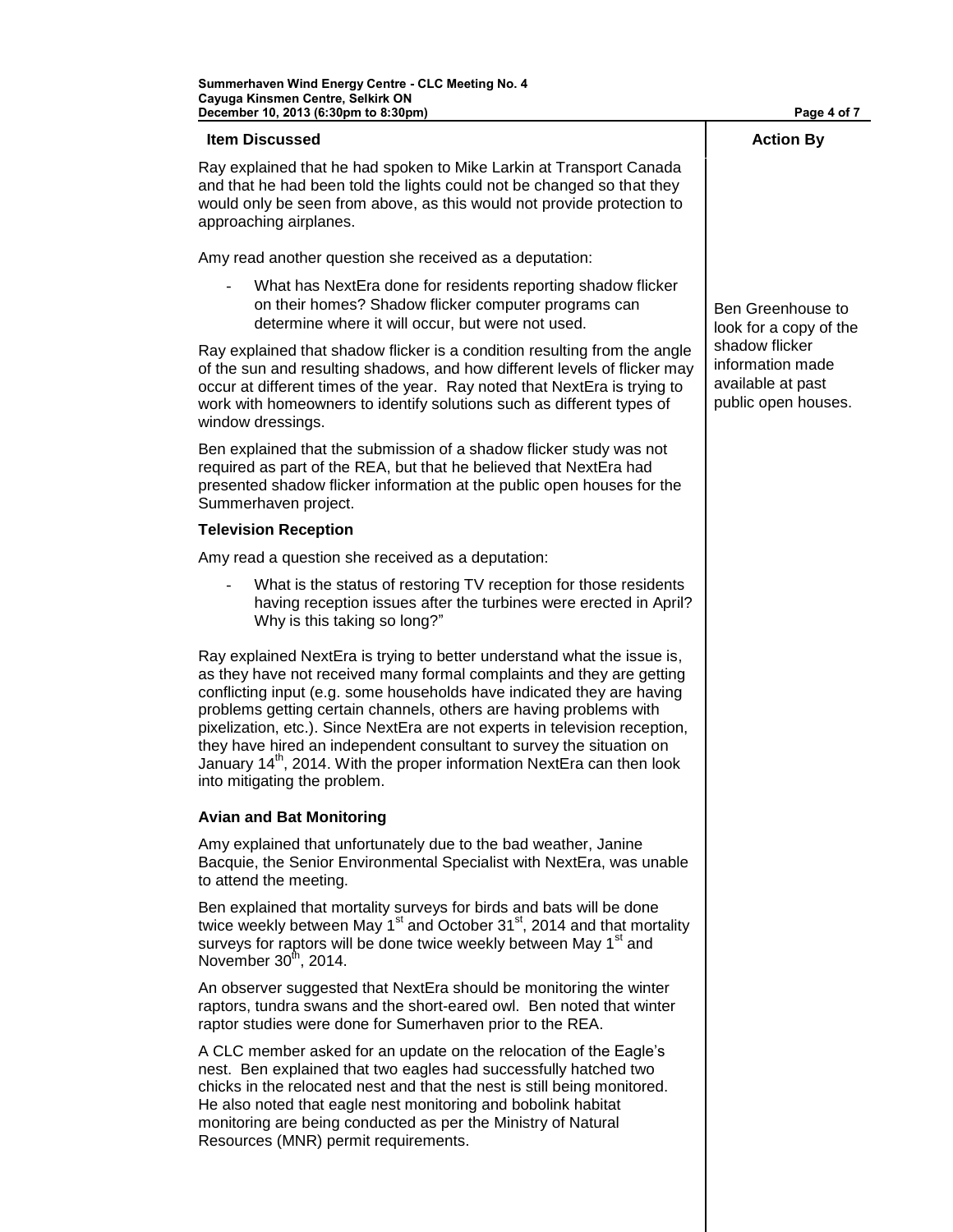| Item Discussed | Action By |
|---|---|
| Ray explained that he had spoken to Mike Larkin at Transport Canada and that he had been told the lights could not be changed so that they would only be seen from above, as this would not provide protection to approaching airplanes. | |
| Amy read another question she received as a deputation:<br>- What has NextEra done for residents reporting shadow flicker on their homes? Shadow flicker computer programs can determine where it will occur, but were not used. | Ben Greenhouse to look for a copy of the shadow flicker information made available at past public open houses. |
| Ray explained that shadow flicker is a condition resulting from the angle of the sun and resulting shadows, and how different levels of flicker may occur at different times of the year. Ray noted that NextEra is trying to work with homeowners to identify solutions such as different types of window dressings. | |
| Ben explained that the submission of a shadow flicker study was not required as part of the REA, but that he believed that NextEra had presented shadow flicker information at the public open houses for the Summerhaven project. | |
| **Television Reception** | |
| Amy read a question she received as a deputation:<br>- What is the status of restoring TV reception for those residents having reception issues after the turbines were erected in April? Why is this taking so long?" | |
| Ray explained NextEra is trying to better understand what the issue is, as they have not received many formal complaints and they are getting conflicting input (e.g. some households have indicated they are having problems getting certain channels, others are having problems with pixelization, etc.). Since NextEra are not experts in television reception, they have hired an independent consultant to survey the situation on January 14th, 2014. With the proper information NextEra can then look into mitigating the problem. | |
| **Avian and Bat Monitoring** | |
| Amy explained that unfortunately due to the bad weather, Janine Bacquie, the Senior Environmental Specialist with NextEra, was unable to attend the meeting. | |
| Ben explained that mortality surveys for birds and bats will be done twice weekly between May 1st and October 31st, 2014 and that mortality surveys for raptors will be done twice weekly between May 1st and November 30th, 2014. | |
| An observer suggested that NextEra should be monitoring the winter raptors, tundra swans and the short-eared owl. Ben noted that winter raptor studies were done for Sumerhaven prior to the REA. | |
| A CLC member asked for an update on the relocation of the Eagle's nest. Ben explained that two eagles had successfully hatched two chicks in the relocated nest and that the nest is still being monitored. He also noted that eagle nest monitoring and bobolink habitat monitoring are being conducted as per the Ministry of Natural Resources (MNR) permit requirements. | |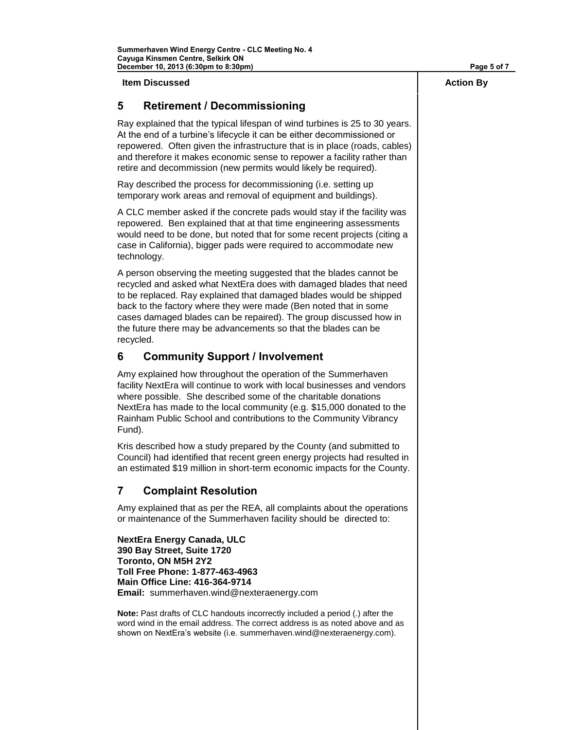| Item Discussed | Action By |
|---|---|

## 5 Retirement / Decommissioning

Ray explained that the typical lifespan of wind turbines is 25 to 30 years. At the end of a turbine's lifecycle it can be either decommissioned or repowered. Often given the infrastructure that is in place (roads, cables) and therefore it makes economic sense to repower a facility rather than retire and decommission (new permits would likely be required).

Ray described the process for decommissioning (i.e. setting up temporary work areas and removal of equipment and buildings).

A CLC member asked if the concrete pads would stay if the facility was repowered. Ben explained that at that time engineering assessments would need to be done, but noted that for some recent projects (citing a case in California), bigger pads were required to accommodate new technology.

A person observing the meeting suggested that the blades cannot be recycled and asked what NextEra does with damaged blades that need to be replaced. Ray explained that damaged blades would be shipped back to the factory where they were made (Ben noted that in some cases damaged blades can be repaired). The group discussed how in the future there may be advancements so that the blades can be recycled.

## 6 Community Support / Involvement

Amy explained how throughout the operation of the Summerhaven facility NextEra will continue to work with local businesses and vendors where possible. She described some of the charitable donations NextEra has made to the local community (e.g. $15,000 donated to the Rainham Public School and contributions to the Community Vibrancy Fund).

Kris described how a study prepared by the County (and submitted to Council) had identified that recent green energy projects had resulted in an estimated $19 million in short-term economic impacts for the County.

## 7 Complaint Resolution

Amy explained that as per the REA, all complaints about the operations or maintenance of the Summerhaven facility should be directed to:

**NextEra Energy Canada, ULC**
**390 Bay Street, Suite 1720**
**Toronto, ON M5H 2Y2**
**Toll Free Phone: 1-877-463-4963**
**Main Office Line: 416-364-9714**
**Email:** summerhaven.wind@nexteraenergy.com

**Note:** Past drafts of CLC handouts incorrectly included a period (.) after the word wind in the email address. The correct address is as noted above and as shown on NextEra's website (i.e. summerhaven.wind@nexteraenergy.com).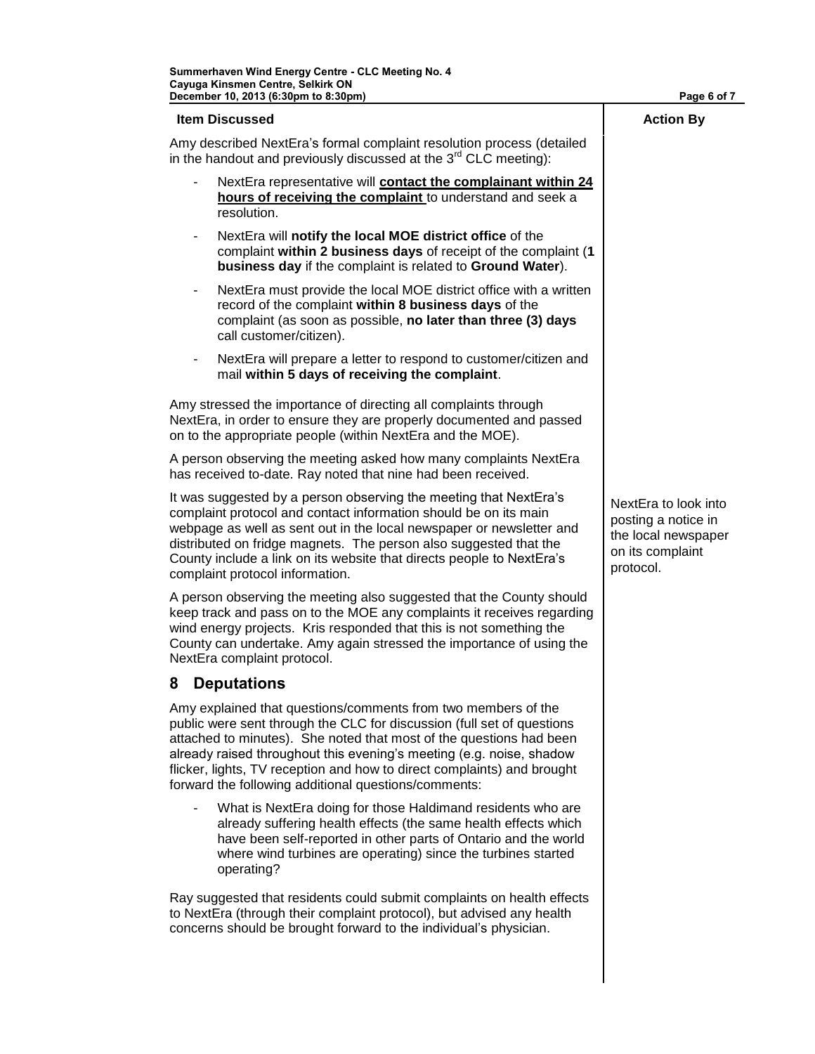| Item Discussed | Action By |
|---|---|
| Amy described NextEra's formal complaint resolution process (detailed in the handout and previously discussed at the 3rd CLC meeting):<br>- NextEra representative will **contact the complainant within 24 hours of receiving the complaint** to understand and seek a resolution.<br>- NextEra will **notify the local MOE district office** of the complaint **within 2 business days** of receipt of the complaint (**1 business day** if the complaint is related to **Ground Water**).<br>- NextEra must provide the local MOE district office with a written record of the complaint **within 8 business days** of the complaint (as soon as possible, **no later than three (3) days** call customer/citizen).<br>- NextEra will prepare a letter to respond to customer/citizen and mail **within 5 days of receiving the complaint**. | |
| Amy stressed the importance of directing all complaints through NextEra, in order to ensure they are properly documented and passed on to the appropriate people (within NextEra and the MOE). | |
| A person observing the meeting asked how many complaints NextEra has received to-date. Ray noted that nine had been received. | |
| It was suggested by a person observing the meeting that NextEra's complaint protocol and contact information should be on its main webpage as well as sent out in the local newspaper or newsletter and distributed on fridge magnets. The person also suggested that the County include a link on its website that directs people to NextEra's complaint protocol information. | NextEra to look into posting a notice in the local newspaper on its complaint protocol. |
| A person observing the meeting also suggested that the County should keep track and pass on to the MOE any complaints it receives regarding wind energy projects. Kris responded that this is not something the County can undertake. Amy again stressed the importance of using the NextEra complaint protocol. | |
| **8 Deputations** | |
| Amy explained that questions/comments from two members of the public were sent through the CLC for discussion (full set of questions attached to minutes). She noted that most of the questions had been already raised throughout this evening's meeting (e.g. noise, shadow flicker, lights, TV reception and how to direct complaints) and brought forward the following additional questions/comments:<br>- What is NextEra doing for those Haldimand residents who are already suffering health effects (the same health effects which have been self-reported in other parts of Ontario and the world where wind turbines are operating) since the turbines started operating? | |
| Ray suggested that residents could submit complaints on health effects to NextEra (through their complaint protocol), but advised any health concerns should be brought forward to the individual's physician. | |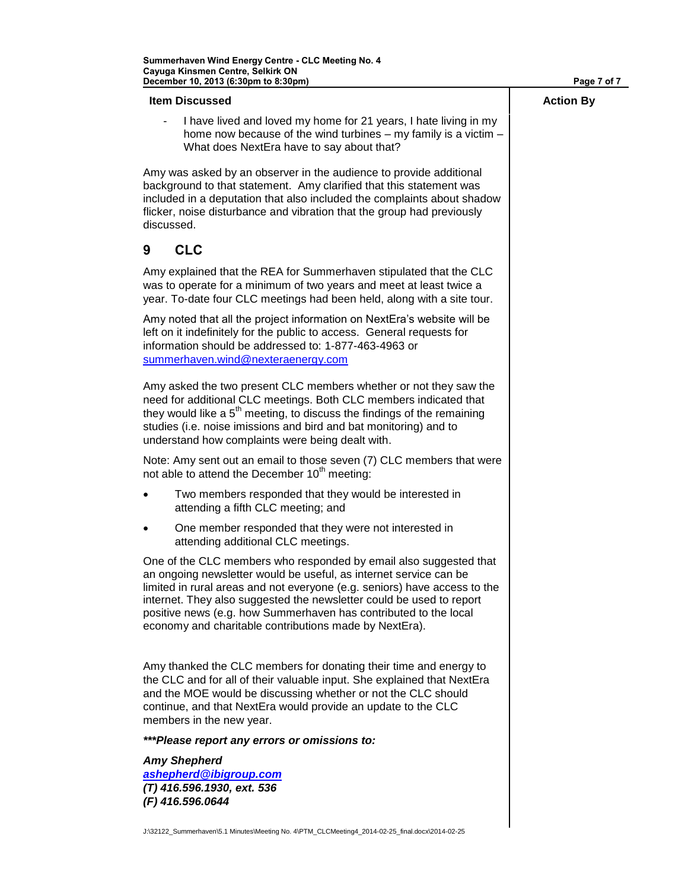| Item Discussed | Action By |
|---|---|

- I have lived and loved my home for 21 years, I hate living in my home now because of the wind turbines – my family is a victim – What does NextEra have to say about that?

Amy was asked by an observer in the audience to provide additional background to that statement. Amy clarified that this statement was included in a deputation that also included the complaints about shadow flicker, noise disturbance and vibration that the group had previously discussed.

## 9 CLC

Amy explained that the REA for Summerhaven stipulated that the CLC was to operate for a minimum of two years and meet at least twice a year. To-date four CLC meetings had been held, along with a site tour.

Amy noted that all the project information on NextEra's website will be left on it indefinitely for the public to access. General requests for information should be addressed to: 1-877-463-4963 or summerhaven.wind@nexteraenergy.com

Amy asked the two present CLC members whether or not they saw the need for additional CLC meetings. Both CLC members indicated that they would like a 5th meeting, to discuss the findings of the remaining studies (i.e. noise imissions and bird and bat monitoring) and to understand how complaints were being dealt with.

Note: Amy sent out an email to those seven (7) CLC members that were not able to attend the December 10th meeting:

- Two members responded that they would be interested in attending a fifth CLC meeting; and
- One member responded that they were not interested in attending additional CLC meetings.

One of the CLC members who responded by email also suggested that an ongoing newsletter would be useful, as internet service can be limited in rural areas and not everyone (e.g. seniors) have access to the internet. They also suggested the newsletter could be used to report positive news (e.g. how Summerhaven has contributed to the local economy and charitable contributions made by NextEra).

Amy thanked the CLC members for donating their time and energy to the CLC and for all of their valuable input. She explained that NextEra and the MOE would be discussing whether or not the CLC should continue, and that NextEra would provide an update to the CLC members in the new year.

***\*\*\*Please report any errors or omissions to:***

***Amy Shepherd***
***ashepherd@ibigroup.com***
***(T) 416.596.1930, ext. 536***
***(F) 416.596.0644***

J:\32122_Summerhaven\5.1 Minutes\Meeting No. 4\PTM_CLCMeeting4_2014-02-25_final.docx\2014-02-25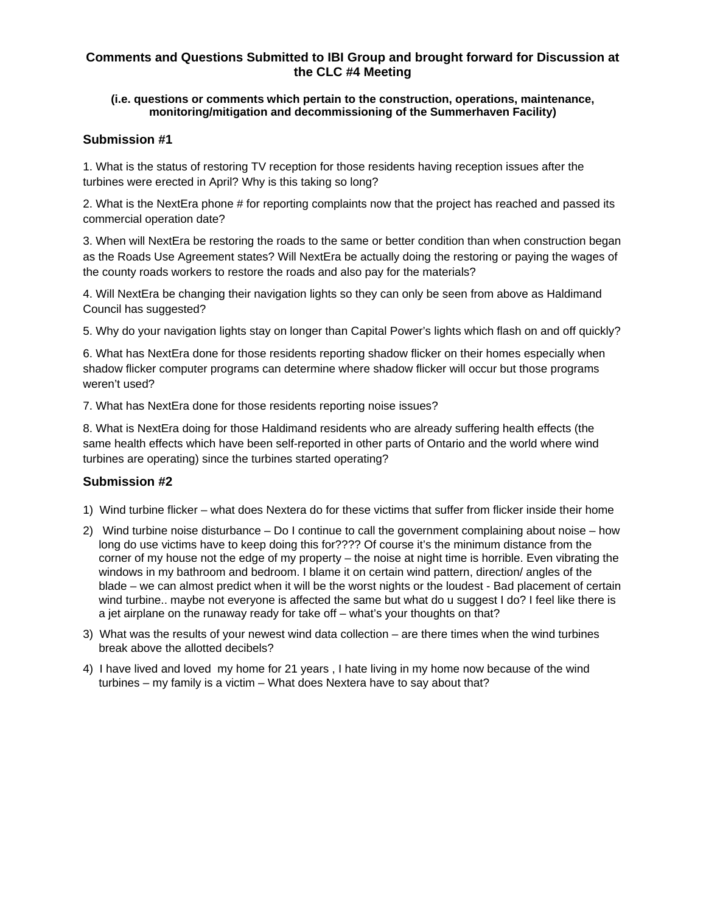# Comments and Questions Submitted to IBI Group and brought forward for Discussion at the CLC #4 Meeting

**(i.e. questions or comments which pertain to the construction, operations, maintenance, monitoring/mitigation and decommissioning of the Summerhaven Facility)**

## Submission #1

1. What is the status of restoring TV reception for those residents having reception issues after the turbines were erected in April? Why is this taking so long?

2. What is the NextEra phone # for reporting complaints now that the project has reached and passed its commercial operation date?

3. When will NextEra be restoring the roads to the same or better condition than when construction began as the Roads Use Agreement states? Will NextEra be actually doing the restoring or paying the wages of the county roads workers to restore the roads and also pay for the materials?

4. Will NextEra be changing their navigation lights so they can only be seen from above as Haldimand Council has suggested?

5. Why do your navigation lights stay on longer than Capital Power's lights which flash on and off quickly?

6. What has NextEra done for those residents reporting shadow flicker on their homes especially when shadow flicker computer programs can determine where shadow flicker will occur but those programs weren't used?

7. What has NextEra done for those residents reporting noise issues?

8. What is NextEra doing for those Haldimand residents who are already suffering health effects (the same health effects which have been self-reported in other parts of Ontario and the world where wind turbines are operating) since the turbines started operating?

## Submission #2

1) Wind turbine flicker – what does Nextera do for these victims that suffer from flicker inside their home

2) Wind turbine noise disturbance – Do I continue to call the government complaining about noise – how long do use victims have to keep doing this for???? Of course it's the minimum distance from the corner of my house not the edge of my property – the noise at night time is horrible. Even vibrating the windows in my bathroom and bedroom. I blame it on certain wind pattern, direction/ angles of the blade – we can almost predict when it will be the worst nights or the loudest - Bad placement of certain wind turbine.. maybe not everyone is affected the same but what do u suggest I do? I feel like there is a jet airplane on the runaway ready for take off – what's your thoughts on that?

3) What was the results of your newest wind data collection – are there times when the wind turbines break above the allotted decibels?

4) I have lived and loved my home for 21 years , I hate living in my home now because of the wind turbines – my family is a victim – What does Nextera have to say about that?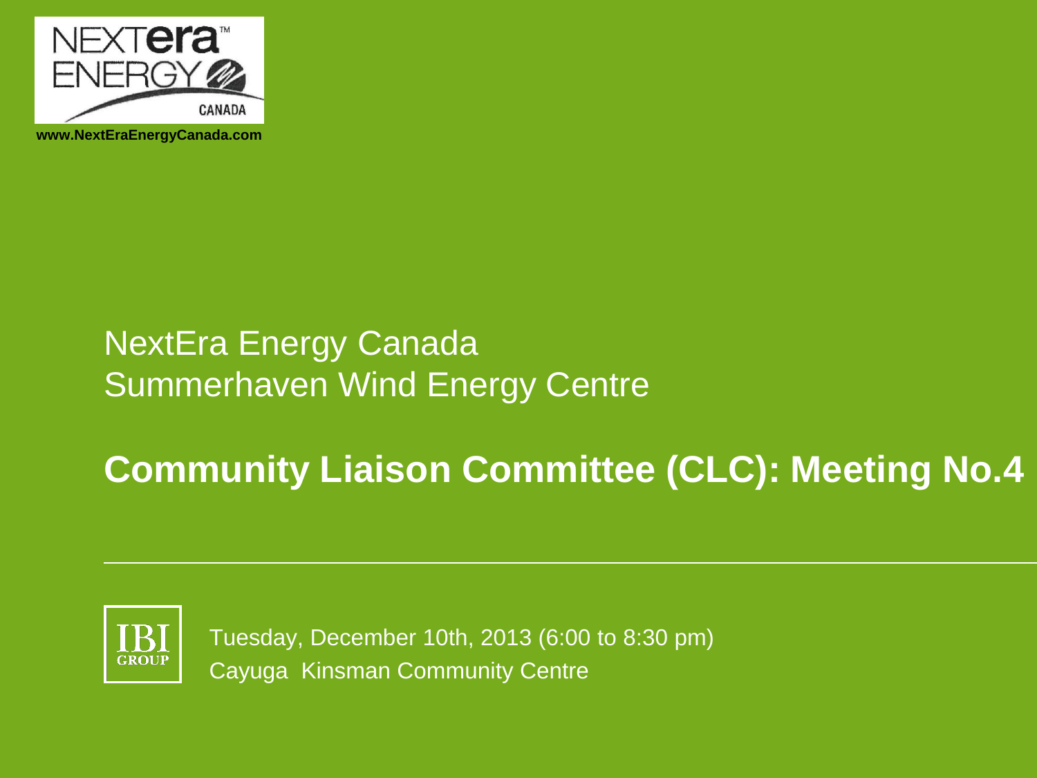NEXTera ENERGY CANADA

www.NextEraEnergyCanada.com

# NextEra Energy Canada
# Summerhaven Wind Energy Centre

## Community Liaison Committee (CLC): Meeting No.4

IBI GROUP

Tuesday, December 10th, 2013 (6:00 to 8:30 pm)
Cayuga Kinsman Community Centre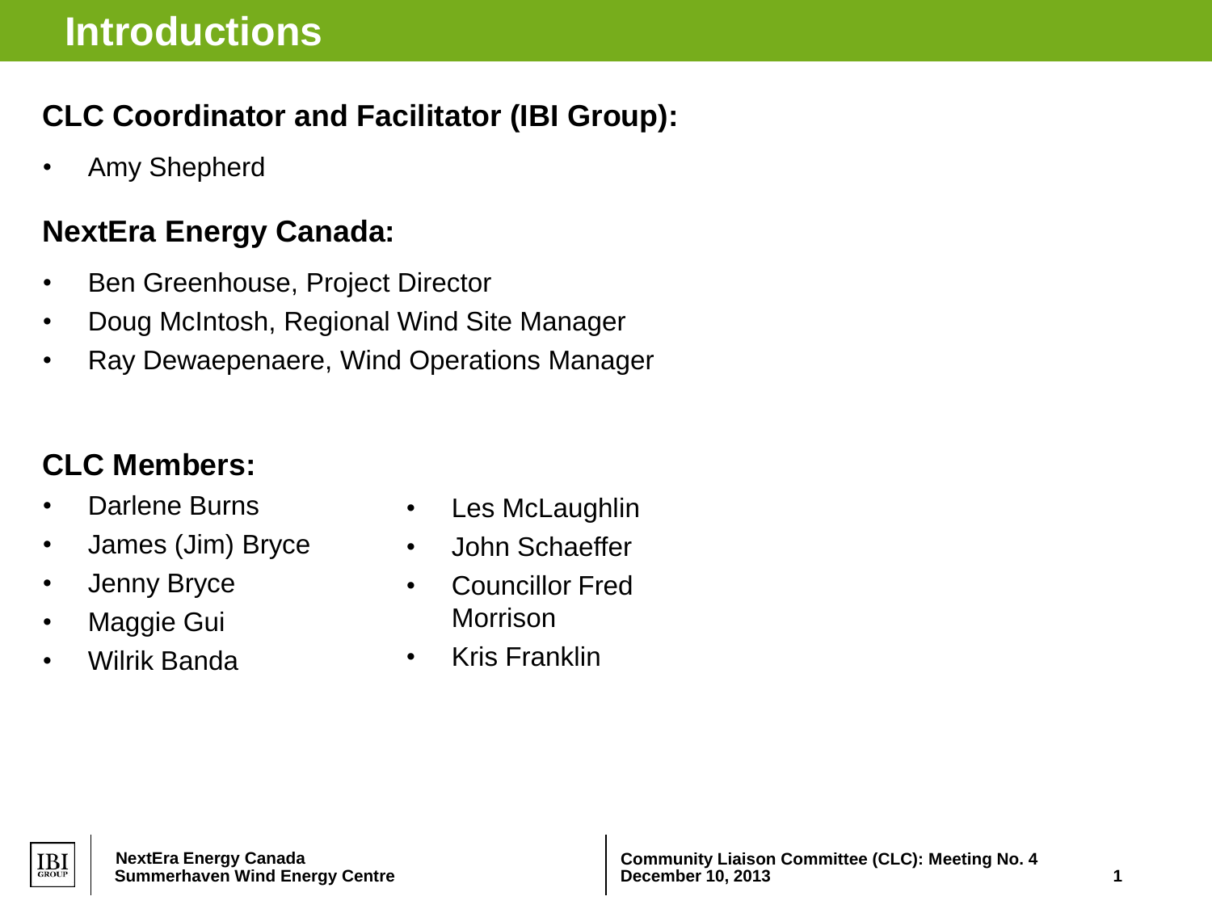# Introductions

**CLC Coordinator and Facilitator (IBI Group):**

- Amy Shepherd

**NextEra Energy Canada:**

- Ben Greenhouse, Project Director
- Doug McIntosh, Regional Wind Site Manager
- Ray Dewaepenaere, Wind Operations Manager

**CLC Members:**

- Darlene Burns
- James (Jim) Bryce
- Jenny Bryce
- Maggie Gui
- Wilrik Banda
- Les McLaughlin
- John Schaeffer
- Councillor Fred Morrison
- Kris Franklin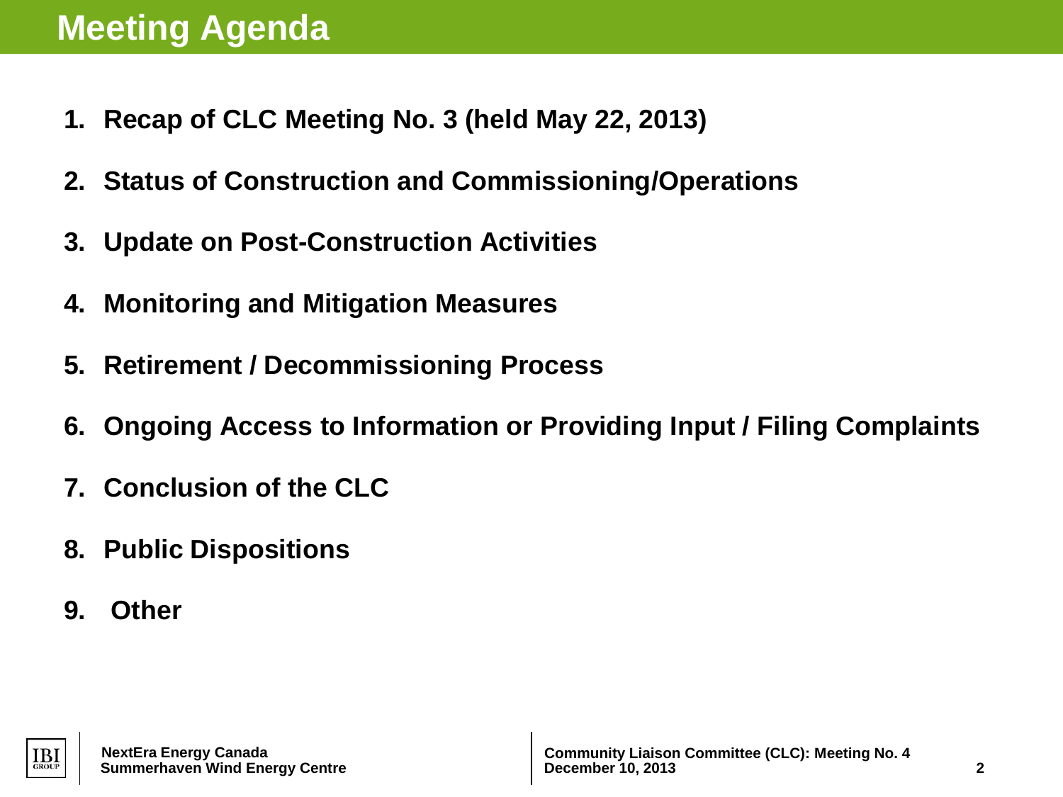# Meeting Agenda

1. **Recap of CLC Meeting No. 3 (held May 22, 2013)**
2. **Status of Construction and Commissioning/Operations**
3. **Update on Post-Construction Activities**
4. **Monitoring and Mitigation Measures**
5. **Retirement / Decommissioning Process**
6. **Ongoing Access to Information or Providing Input / Filing Complaints**
7. **Conclusion of the CLC**
8. **Public Dispositions**
9. **Other**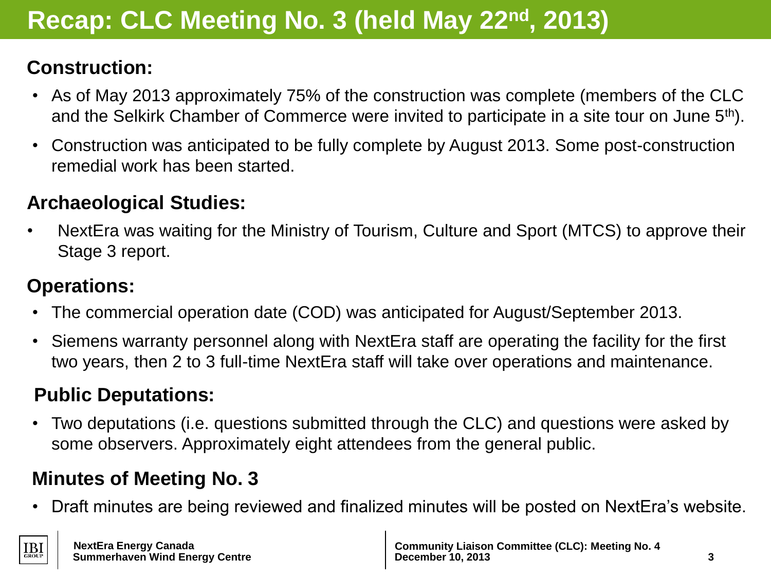# Recap: CLC Meeting No. 3 (held May 22nd, 2013)

## Construction:

- As of May 2013 approximately 75% of the construction was complete (members of the CLC and the Selkirk Chamber of Commerce were invited to participate in a site tour on June 5th).
- Construction was anticipated to be fully complete by August 2013. Some post-construction remedial work has been started.

## Archaeological Studies:

- NextEra was waiting for the Ministry of Tourism, Culture and Sport (MTCS) to approve their Stage 3 report.

## Operations:

- The commercial operation date (COD) was anticipated for August/September 2013.
- Siemens warranty personnel along with NextEra staff are operating the facility for the first two years, then 2 to 3 full-time NextEra staff will take over operations and maintenance.

## Public Deputations:

- Two deputations (i.e. questions submitted through the CLC) and questions were asked by some observers. Approximately eight attendees from the general public.

## Minutes of Meeting No. 3

- Draft minutes are being reviewed and finalized minutes will be posted on NextEra's website.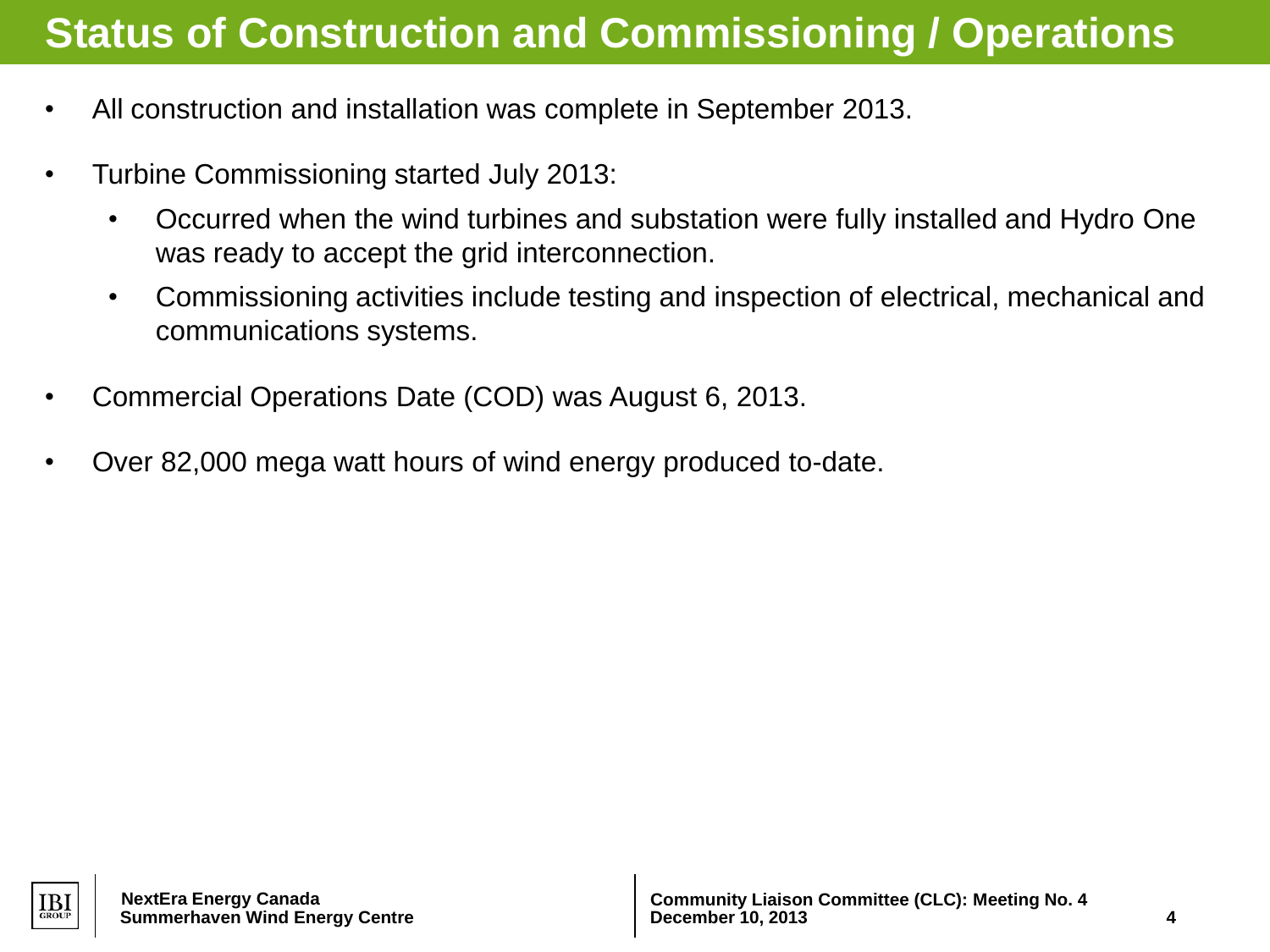# Status of Construction and Commissioning / Operations

- All construction and installation was complete in September 2013.
- Turbine Commissioning started July 2013:
  - Occurred when the wind turbines and substation were fully installed and Hydro One was ready to accept the grid interconnection.
  - Commissioning activities include testing and inspection of electrical, mechanical and communications systems.
- Commercial Operations Date (COD) was August 6, 2013.
- Over 82,000 mega watt hours of wind energy produced to-date.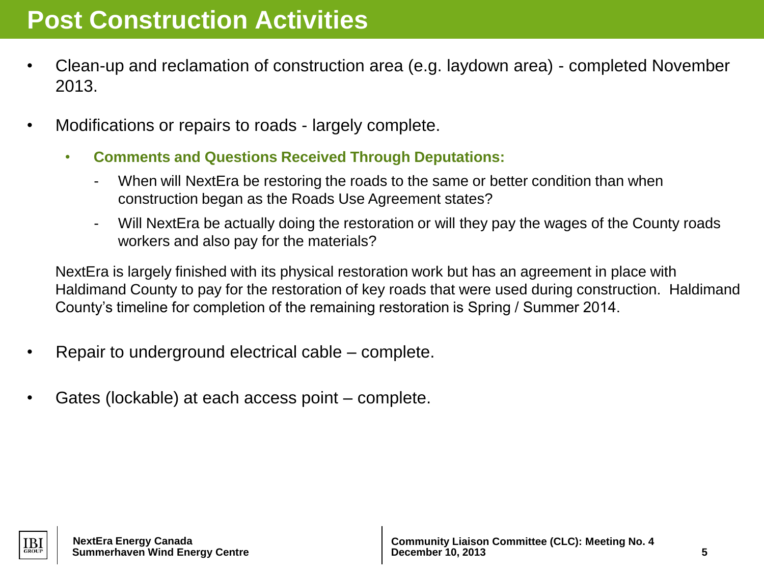# Post Construction Activities

- Clean-up and reclamation of construction area (e.g. laydown area) - completed November 2013.
- Modifications or repairs to roads - largely complete.
  - **Comments and Questions Received Through Deputations:**
    - When will NextEra be restoring the roads to the same or better condition than when construction began as the Roads Use Agreement states?
    - Will NextEra be actually doing the restoration or will they pay the wages of the County roads workers and also pay for the materials?

  NextEra is largely finished with its physical restoration work but has an agreement in place with Haldimand County to pay for the restoration of key roads that were used during construction. Haldimand County's timeline for completion of the remaining restoration is Spring / Summer 2014.

- Repair to underground electrical cable – complete.
- Gates (lockable) at each access point – complete.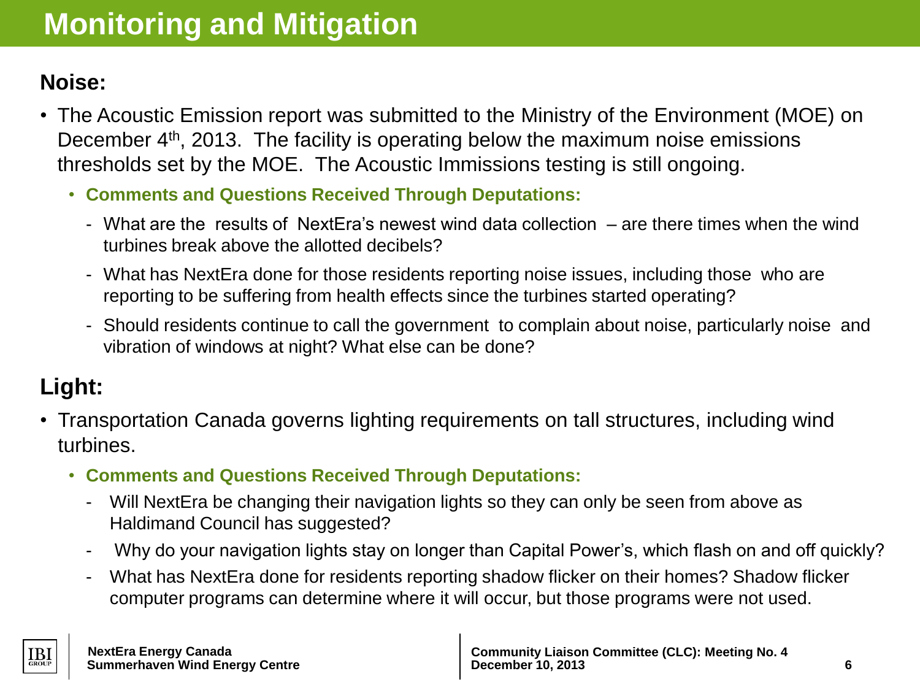# Monitoring and Mitigation

### Noise:

- The Acoustic Emission report was submitted to the Ministry of the Environment (MOE) on December 4th, 2013. The facility is operating below the maximum noise emissions thresholds set by the MOE. The Acoustic Immissions testing is still ongoing.
  - **Comments and Questions Received Through Deputations:**
    - What are the results of NextEra's newest wind data collection – are there times when the wind turbines break above the allotted decibels?
    - What has NextEra done for those residents reporting noise issues, including those who are reporting to be suffering from health effects since the turbines started operating?
    - Should residents continue to call the government to complain about noise, particularly noise and vibration of windows at night? What else can be done?

### Light:

- Transportation Canada governs lighting requirements on tall structures, including wind turbines.
  - **Comments and Questions Received Through Deputations:**
    - Will NextEra be changing their navigation lights so they can only be seen from above as Haldimand Council has suggested?
    - Why do your navigation lights stay on longer than Capital Power's, which flash on and off quickly?
    - What has NextEra done for residents reporting shadow flicker on their homes? Shadow flicker computer programs can determine where it will occur, but those programs were not used.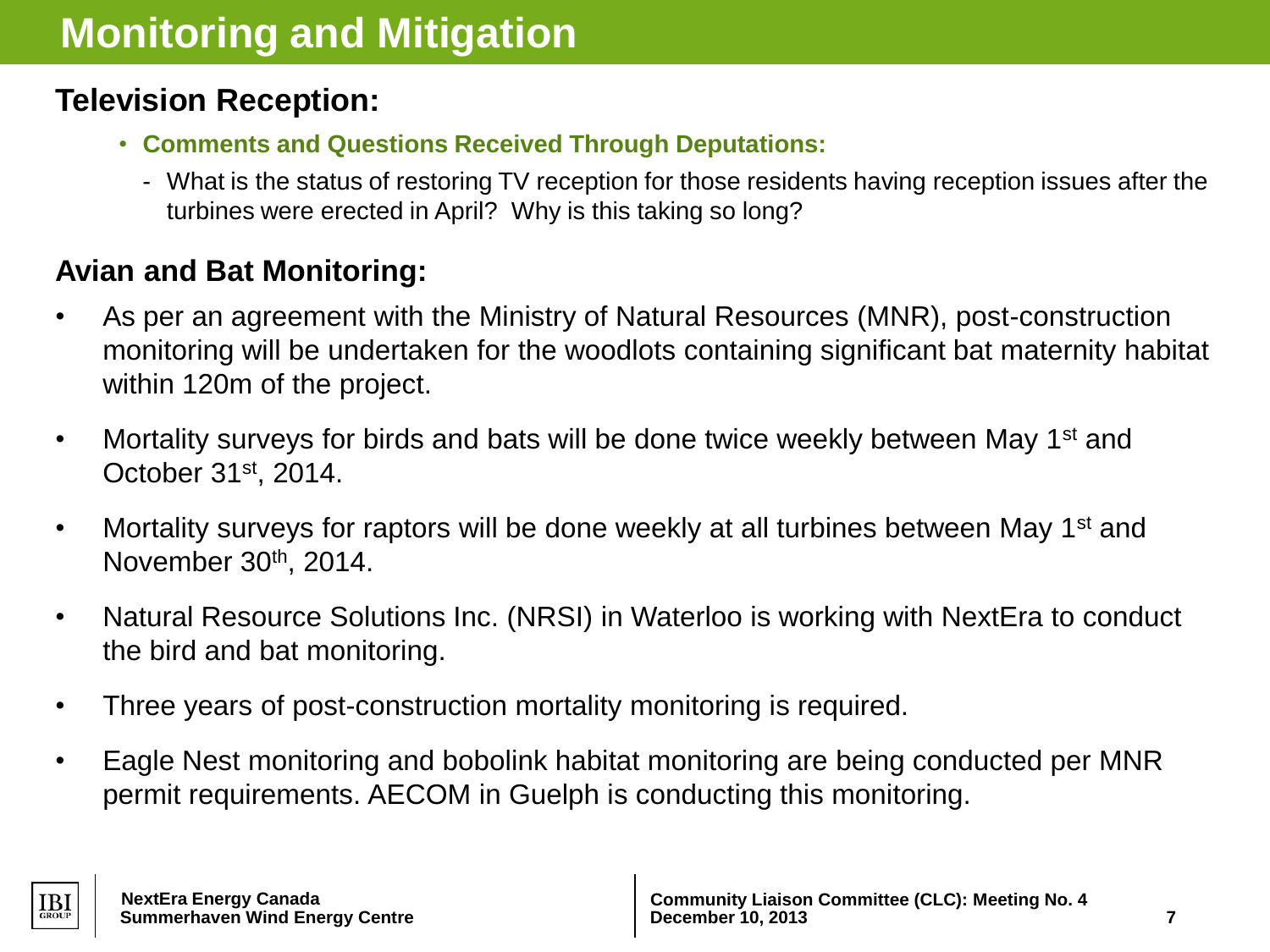# Monitoring and Mitigation

## Television Reception:

- **Comments and Questions Received Through Deputations:**
  - What is the status of restoring TV reception for those residents having reception issues after the turbines were erected in April? Why is this taking so long?

## Avian and Bat Monitoring:

- As per an agreement with the Ministry of Natural Resources (MNR), post-construction monitoring will be undertaken for the woodlots containing significant bat maternity habitat within 120m of the project.
- Mortality surveys for birds and bats will be done twice weekly between May 1st and October 31st, 2014.
- Mortality surveys for raptors will be done weekly at all turbines between May 1st and November 30th, 2014.
- Natural Resource Solutions Inc. (NRSI) in Waterloo is working with NextEra to conduct the bird and bat monitoring.
- Three years of post-construction mortality monitoring is required.
- Eagle Nest monitoring and bobolink habitat monitoring are being conducted per MNR permit requirements. AECOM in Guelph is conducting this monitoring.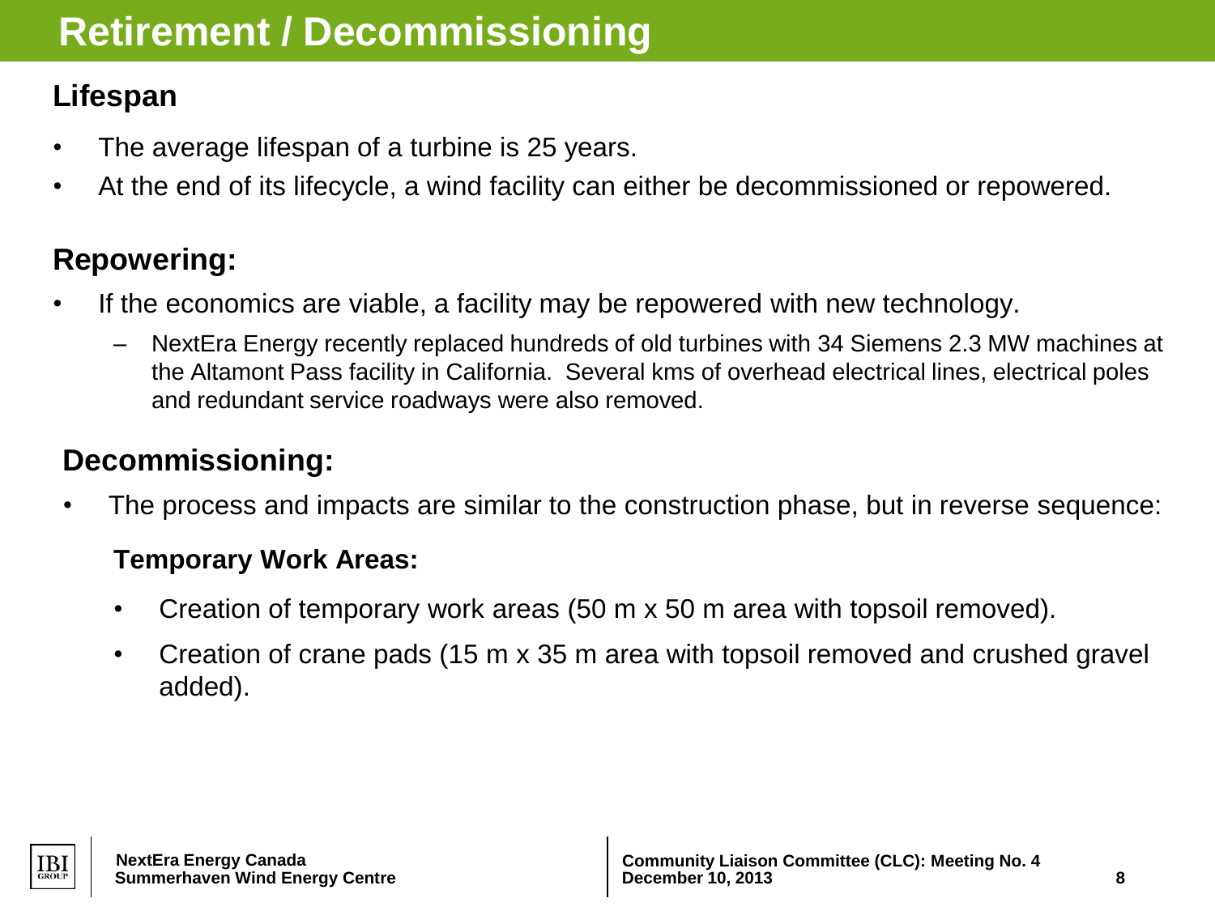# Retirement / Decommissioning

## Lifespan

- The average lifespan of a turbine is 25 years.
- At the end of its lifecycle, a wind facility can either be decommissioned or repowered.

## Repowering:

- If the economics are viable, a facility may be repowered with new technology.
  - NextEra Energy recently replaced hundreds of old turbines with 34 Siemens 2.3 MW machines at the Altamont Pass facility in California. Several kms of overhead electrical lines, electrical poles and redundant service roadways were also removed.

## Decommissioning:

- The process and impacts are similar to the construction phase, but in reverse sequence:

### Temporary Work Areas:

- Creation of temporary work areas (50 m x 50 m area with topsoil removed).
- Creation of crane pads (15 m x 35 m area with topsoil removed and crushed gravel added).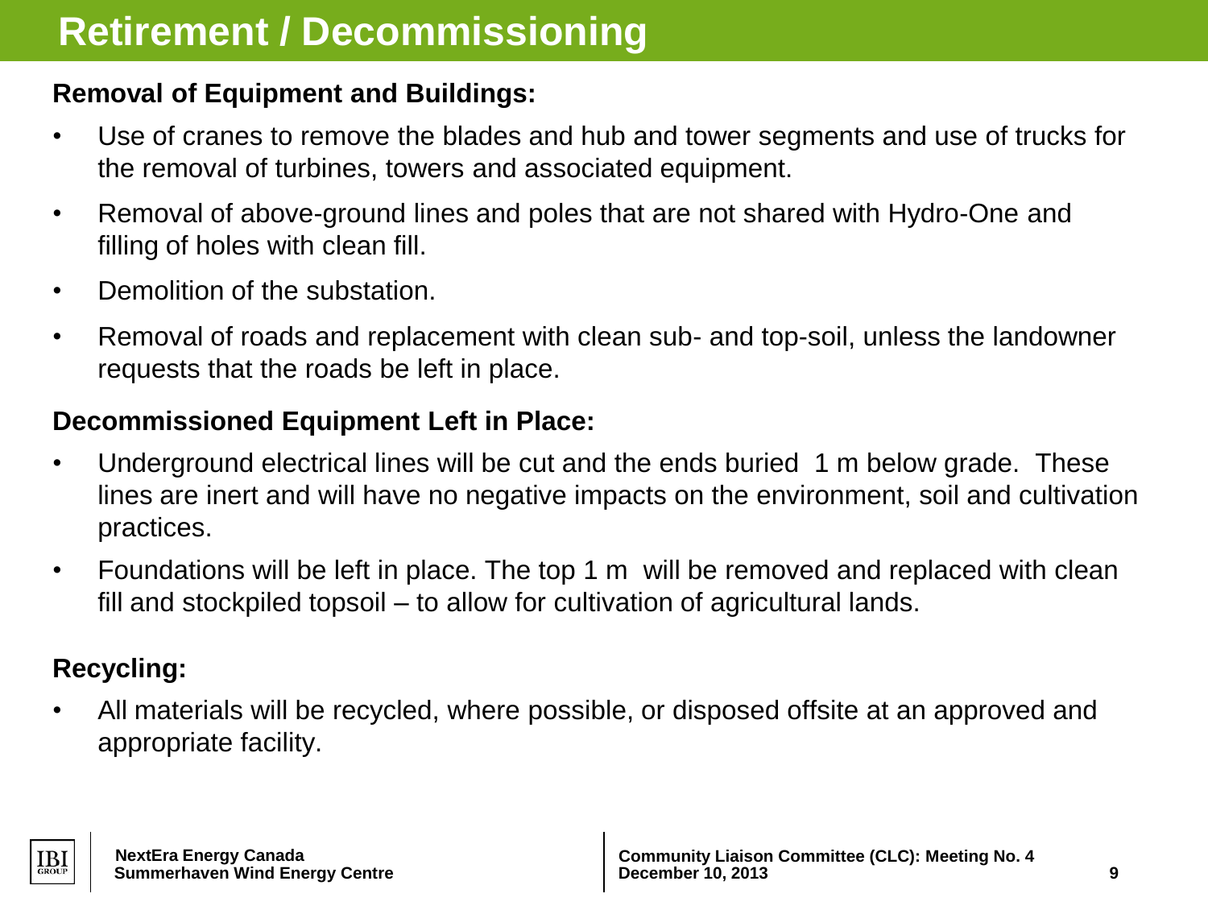# Retirement / Decommissioning

**Removal of Equipment and Buildings:**

- Use of cranes to remove the blades and hub and tower segments and use of trucks for the removal of turbines, towers and associated equipment.
- Removal of above-ground lines and poles that are not shared with Hydro-One and filling of holes with clean fill.
- Demolition of the substation.
- Removal of roads and replacement with clean sub- and top-soil, unless the landowner requests that the roads be left in place.

**Decommissioned Equipment Left in Place:**

- Underground electrical lines will be cut and the ends buried 1 m below grade. These lines are inert and will have no negative impacts on the environment, soil and cultivation practices.
- Foundations will be left in place. The top 1 m will be removed and replaced with clean fill and stockpiled topsoil – to allow for cultivation of agricultural lands.

**Recycling:**

- All materials will be recycled, where possible, or disposed offsite at an approved and appropriate facility.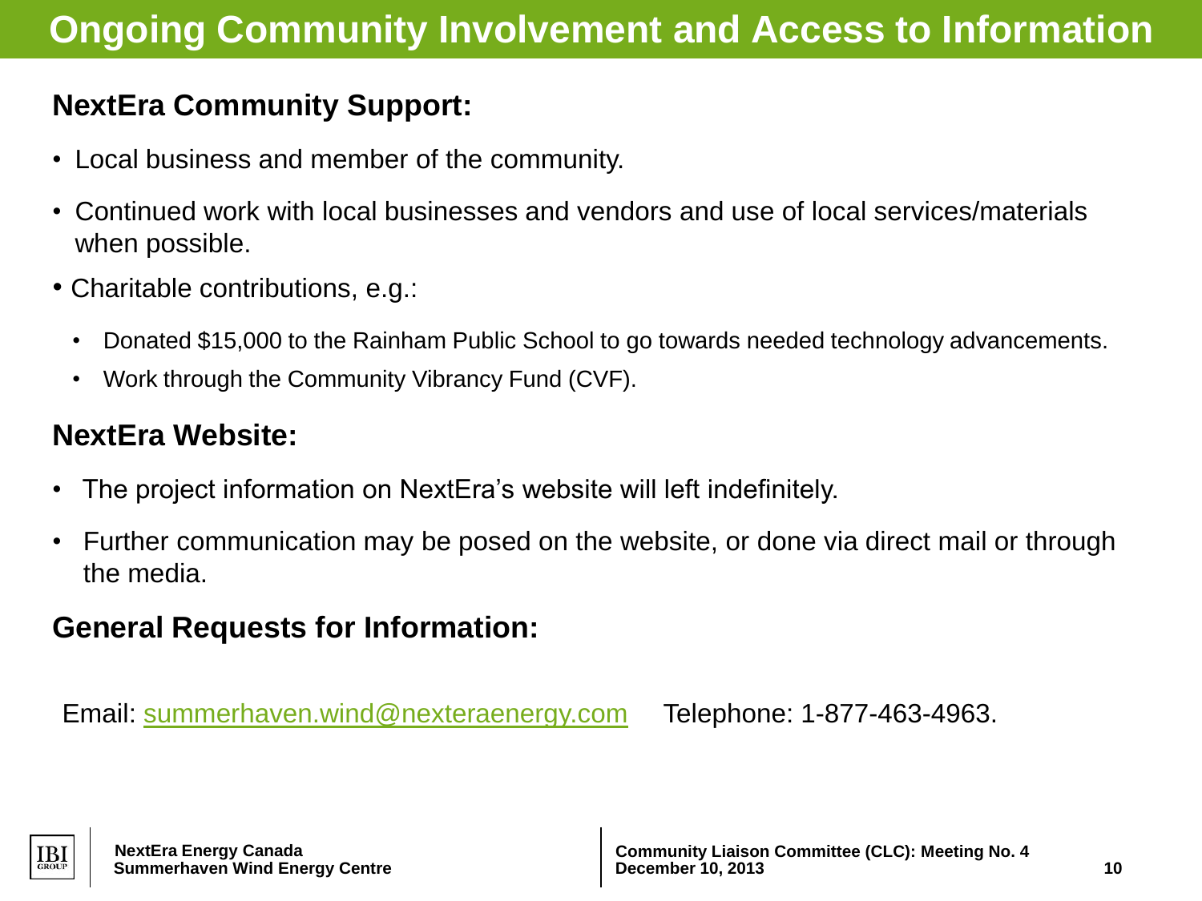# Ongoing Community Involvement and Access to Information

## NextEra Community Support:

- Local business and member of the community.
- Continued work with local businesses and vendors and use of local services/materials when possible.
- Charitable contributions, e.g.:
  - Donated $15,000 to the Rainham Public School to go towards needed technology advancements.
  - Work through the Community Vibrancy Fund (CVF).

## NextEra Website:

- The project information on NextEra's website will left indefinitely.
- Further communication may be posed on the website, or done via direct mail or through the media.

## General Requests for Information:

Email: summerhaven.wind@nexteraenergy.com Telephone: 1-877-463-4963.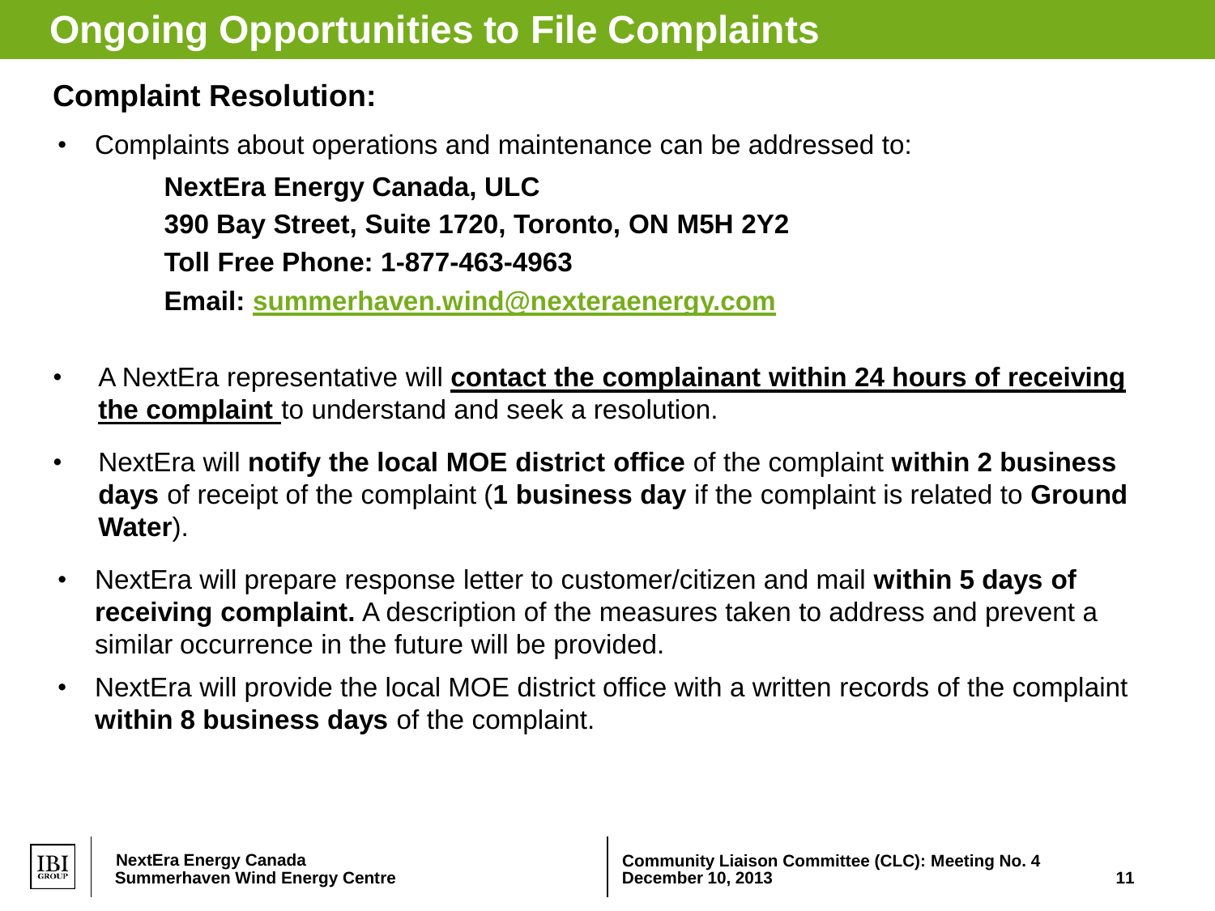# Ongoing Opportunities to File Complaints

## Complaint Resolution:

- Complaints about operations and maintenance can be addressed to:

  **NextEra Energy Canada, ULC**
  **390 Bay Street, Suite 1720, Toronto, ON M5H 2Y2**
  **Toll Free Phone: 1-877-463-4963**
  **Email: summerhaven.wind@nexteraenergy.com**

- A NextEra representative will **contact the complainant within 24 hours of receiving the complaint** to understand and seek a resolution.
- NextEra will **notify the local MOE district office** of the complaint **within 2 business days** of receipt of the complaint (**1 business day** if the complaint is related to **Ground Water**).
- NextEra will prepare response letter to customer/citizen and mail **within 5 days of receiving complaint.** A description of the measures taken to address and prevent a similar occurrence in the future will be provided.
- NextEra will provide the local MOE district office with a written records of the complaint **within 8 business days** of the complaint.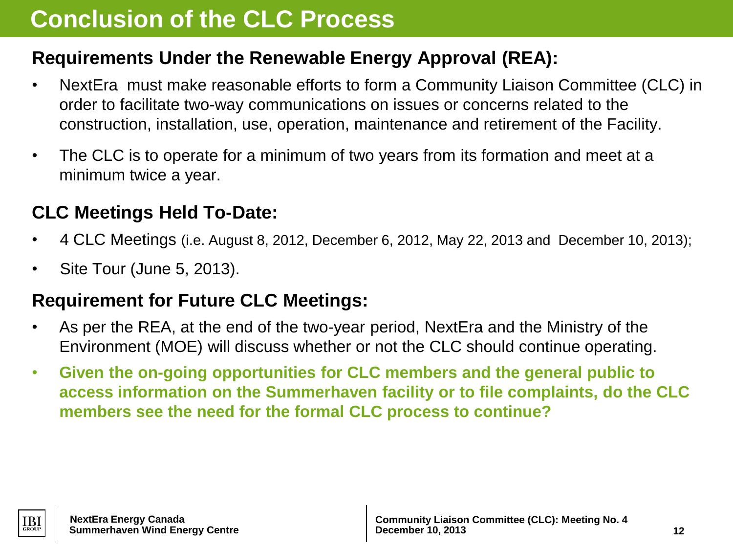# Conclusion of the CLC Process

## Requirements Under the Renewable Energy Approval (REA):

- NextEra must make reasonable efforts to form a Community Liaison Committee (CLC) in order to facilitate two-way communications on issues or concerns related to the construction, installation, use, operation, maintenance and retirement of the Facility.
- The CLC is to operate for a minimum of two years from its formation and meet at a minimum twice a year.

## CLC Meetings Held To-Date:

- 4 CLC Meetings (i.e. August 8, 2012, December 6, 2012, May 22, 2013 and December 10, 2013);
- Site Tour (June 5, 2013).

## Requirement for Future CLC Meetings:

- As per the REA, at the end of the two-year period, NextEra and the Ministry of the Environment (MOE) will discuss whether or not the CLC should continue operating.
- **Given the on-going opportunities for CLC members and the general public to access information on the Summerhaven facility or to file complaints, do the CLC members see the need for the formal CLC process to continue?**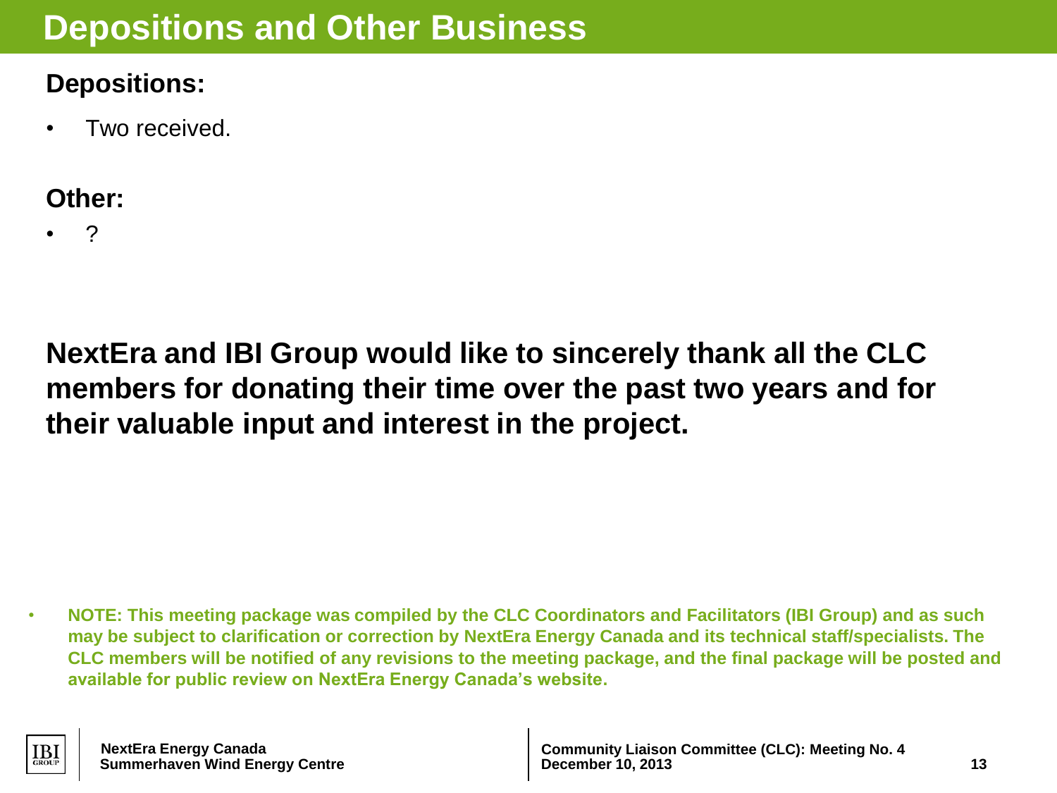# Depositions and Other Business

**Depositions:**

- Two received.

**Other:**

- ?

**NextEra and IBI Group would like to sincerely thank all the CLC members for donating their time over the past two years and for their valuable input and interest in the project.**

- **NOTE: This meeting package was compiled by the CLC Coordinators and Facilitators (IBI Group) and as such may be subject to clarification or correction by NextEra Energy Canada and its technical staff/specialists. The CLC members will be notified of any revisions to the meeting package, and the final package will be posted and available for public review on NextEra Energy Canada's website.**